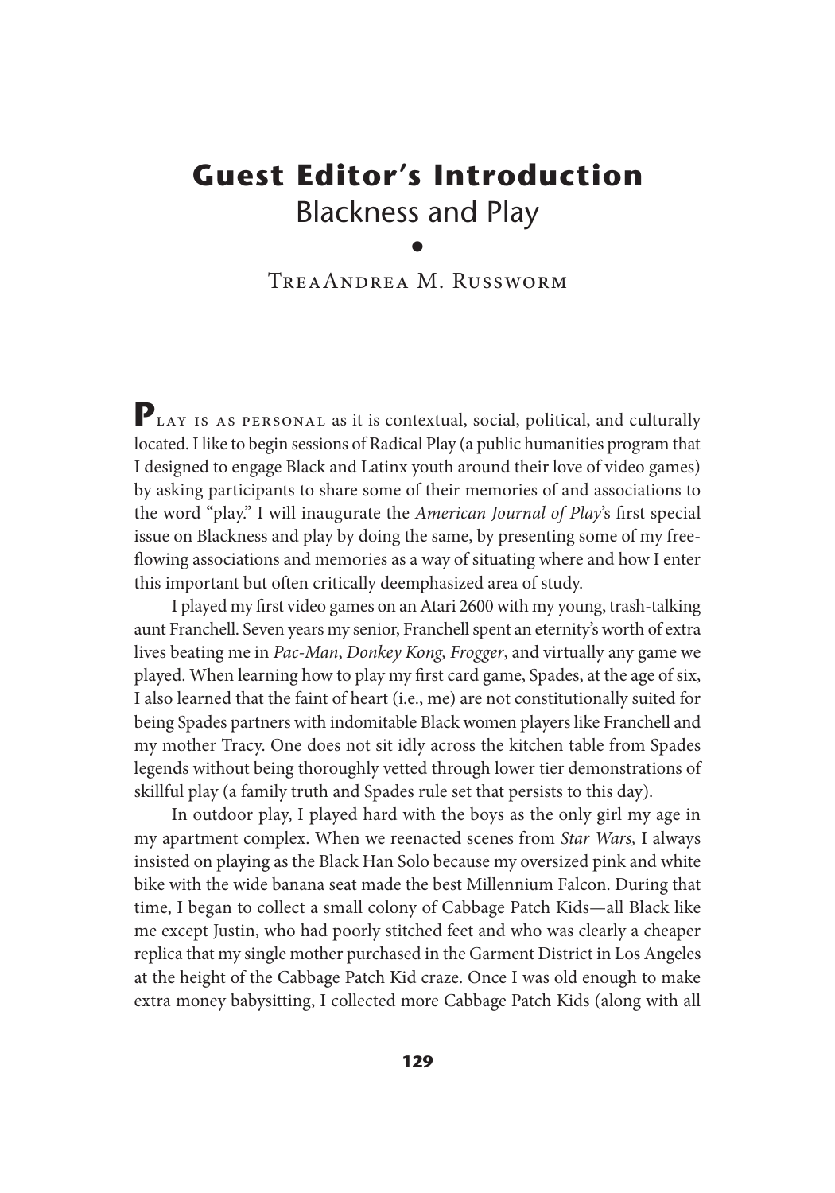# Guest Editor's Introduction
## Blackness and Play

TreaAndrea M. Russworm

Play is as personal as it is contextual, social, political, and culturally located. I like to begin sessions of Radical Play (a public humanities program that I designed to engage Black and Latinx youth around their love of video games) by asking participants to share some of their memories of and associations to the word "play." I will inaugurate the *American Journal of Play*'s first special issue on Blackness and play by doing the same, by presenting some of my free-flowing associations and memories as a way of situating where and how I enter this important but often critically deemphasized area of study.

I played my first video games on an Atari 2600 with my young, trash-talking aunt Franchell. Seven years my senior, Franchell spent an eternity's worth of extra lives beating me in *Pac-Man*, *Donkey Kong, Frogger*, and virtually any game we played. When learning how to play my first card game, Spades, at the age of six, I also learned that the faint of heart (i.e., me) are not constitutionally suited for being Spades partners with indomitable Black women players like Franchell and my mother Tracy. One does not sit idly across the kitchen table from Spades legends without being thoroughly vetted through lower tier demonstrations of skillful play (a family truth and Spades rule set that persists to this day).

In outdoor play, I played hard with the boys as the only girl my age in my apartment complex. When we reenacted scenes from *Star Wars,* I always insisted on playing as the Black Han Solo because my oversized pink and white bike with the wide banana seat made the best Millennium Falcon. During that time, I began to collect a small colony of Cabbage Patch Kids—all Black like me except Justin, who had poorly stitched feet and who was clearly a cheaper replica that my single mother purchased in the Garment District in Los Angeles at the height of the Cabbage Patch Kid craze. Once I was old enough to make extra money babysitting, I collected more Cabbage Patch Kids (along with all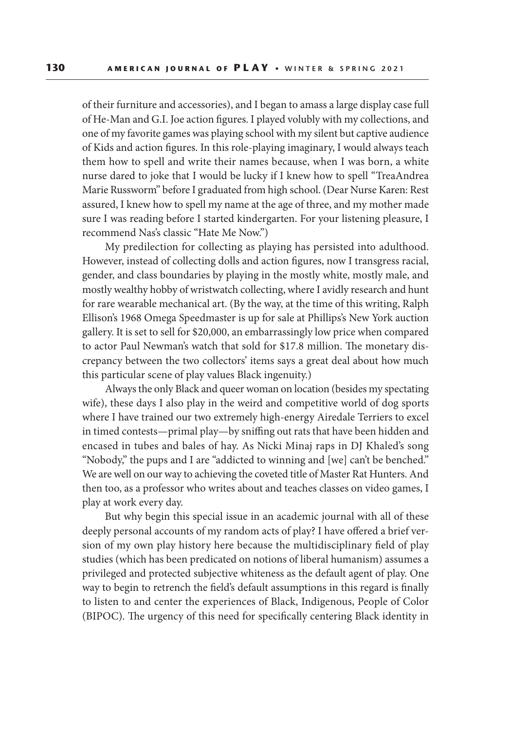of their furniture and accessories), and I began to amass a large display case full of He-Man and G.I. Joe action figures. I played volubly with my collections, and one of my favorite games was playing school with my silent but captive audience of Kids and action figures. In this role-playing imaginary, I would always teach them how to spell and write their names because, when I was born, a white nurse dared to joke that I would be lucky if I knew how to spell "TreaAndrea Marie Russworm" before I graduated from high school. (Dear Nurse Karen: Rest assured, I knew how to spell my name at the age of three, and my mother made sure I was reading before I started kindergarten. For your listening pleasure, I recommend Nas's classic "Hate Me Now.")

My predilection for collecting as playing has persisted into adulthood. However, instead of collecting dolls and action figures, now I transgress racial, gender, and class boundaries by playing in the mostly white, mostly male, and mostly wealthy hobby of wristwatch collecting, where I avidly research and hunt for rare wearable mechanical art. (By the way, at the time of this writing, Ralph Ellison's 1968 Omega Speedmaster is up for sale at Phillips's New York auction gallery. It is set to sell for $20,000, an embarrassingly low price when compared to actor Paul Newman's watch that sold for $17.8 million. The monetary discrepancy between the two collectors' items says a great deal about how much this particular scene of play values Black ingenuity.)

Always the only Black and queer woman on location (besides my spectating wife), these days I also play in the weird and competitive world of dog sports where I have trained our two extremely high-energy Airedale Terriers to excel in timed contests—primal play—by sniffing out rats that have been hidden and encased in tubes and bales of hay. As Nicki Minaj raps in DJ Khaled's song "Nobody," the pups and I are "addicted to winning and [we] can't be benched." We are well on our way to achieving the coveted title of Master Rat Hunters. And then too, as a professor who writes about and teaches classes on video games, I play at work every day.

But why begin this special issue in an academic journal with all of these deeply personal accounts of my random acts of play? I have offered a brief version of my own play history here because the multidisciplinary field of play studies (which has been predicated on notions of liberal humanism) assumes a privileged and protected subjective whiteness as the default agent of play. One way to begin to retrench the field's default assumptions in this regard is finally to listen to and center the experiences of Black, Indigenous, People of Color (BIPOC). The urgency of this need for specifically centering Black identity in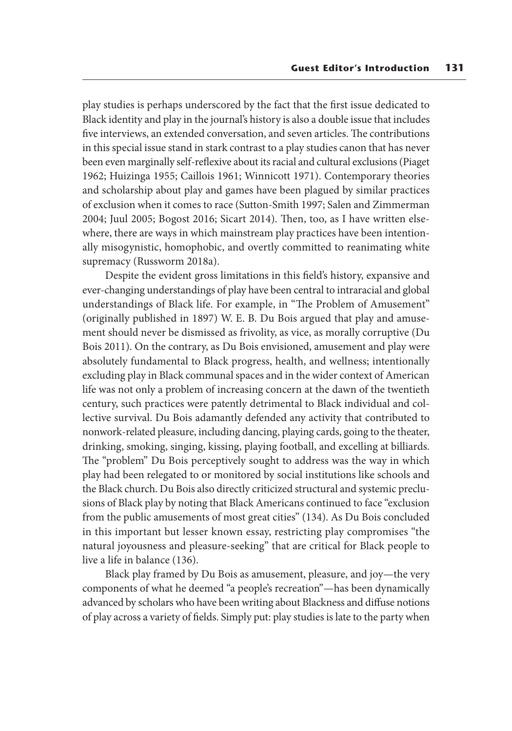play studies is perhaps underscored by the fact that the first issue dedicated to Black identity and play in the journal's history is also a double issue that includes five interviews, an extended conversation, and seven articles. The contributions in this special issue stand in stark contrast to a play studies canon that has never been even marginally self-reflexive about its racial and cultural exclusions (Piaget 1962; Huizinga 1955; Caillois 1961; Winnicott 1971). Contemporary theories and scholarship about play and games have been plagued by similar practices of exclusion when it comes to race (Sutton-Smith 1997; Salen and Zimmerman 2004; Juul 2005; Bogost 2016; Sicart 2014). Then, too, as I have written elsewhere, there are ways in which mainstream play practices have been intentionally misogynistic, homophobic, and overtly committed to reanimating white supremacy (Russworm 2018a).

Despite the evident gross limitations in this field's history, expansive and ever-changing understandings of play have been central to intraracial and global understandings of Black life. For example, in "The Problem of Amusement" (originally published in 1897) W. E. B. Du Bois argued that play and amusement should never be dismissed as frivolity, as vice, as morally corruptive (Du Bois 2011). On the contrary, as Du Bois envisioned, amusement and play were absolutely fundamental to Black progress, health, and wellness; intentionally excluding play in Black communal spaces and in the wider context of American life was not only a problem of increasing concern at the dawn of the twentieth century, such practices were patently detrimental to Black individual and collective survival. Du Bois adamantly defended any activity that contributed to nonwork-related pleasure, including dancing, playing cards, going to the theater, drinking, smoking, singing, kissing, playing football, and excelling at billiards. The "problem" Du Bois perceptively sought to address was the way in which play had been relegated to or monitored by social institutions like schools and the Black church. Du Bois also directly criticized structural and systemic preclusions of Black play by noting that Black Americans continued to face "exclusion from the public amusements of most great cities" (134). As Du Bois concluded in this important but lesser known essay, restricting play compromises "the natural joyousness and pleasure-seeking" that are critical for Black people to live a life in balance (136).

Black play framed by Du Bois as amusement, pleasure, and joy—the very components of what he deemed "a people's recreation"—has been dynamically advanced by scholars who have been writing about Blackness and diffuse notions of play across a variety of fields. Simply put: play studies is late to the party when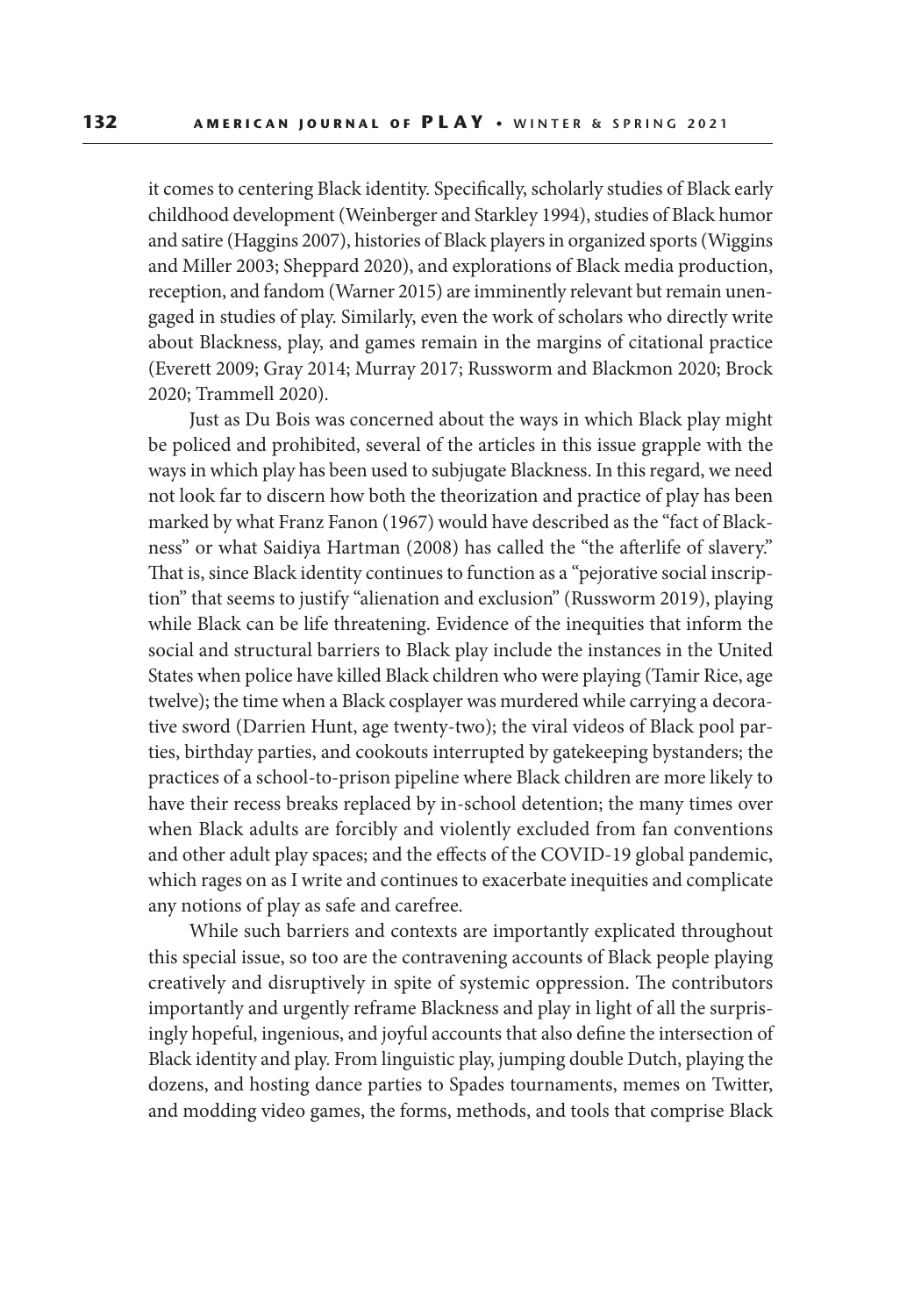it comes to centering Black identity. Specifically, scholarly studies of Black early childhood development (Weinberger and Starkley 1994), studies of Black humor and satire (Haggins 2007), histories of Black players in organized sports (Wiggins and Miller 2003; Sheppard 2020), and explorations of Black media production, reception, and fandom (Warner 2015) are imminently relevant but remain unengaged in studies of play. Similarly, even the work of scholars who directly write about Blackness, play, and games remain in the margins of citational practice (Everett 2009; Gray 2014; Murray 2017; Russworm and Blackmon 2020; Brock 2020; Trammell 2020).

Just as Du Bois was concerned about the ways in which Black play might be policed and prohibited, several of the articles in this issue grapple with the ways in which play has been used to subjugate Blackness. In this regard, we need not look far to discern how both the theorization and practice of play has been marked by what Franz Fanon (1967) would have described as the "fact of Blackness" or what Saidiya Hartman (2008) has called the "the afterlife of slavery." That is, since Black identity continues to function as a "pejorative social inscription" that seems to justify "alienation and exclusion" (Russworm 2019), playing while Black can be life threatening. Evidence of the inequities that inform the social and structural barriers to Black play include the instances in the United States when police have killed Black children who were playing (Tamir Rice, age twelve); the time when a Black cosplayer was murdered while carrying a decorative sword (Darrien Hunt, age twenty-two); the viral videos of Black pool parties, birthday parties, and cookouts interrupted by gatekeeping bystanders; the practices of a school-to-prison pipeline where Black children are more likely to have their recess breaks replaced by in-school detention; the many times over when Black adults are forcibly and violently excluded from fan conventions and other adult play spaces; and the effects of the COVID-19 global pandemic, which rages on as I write and continues to exacerbate inequities and complicate any notions of play as safe and carefree.

While such barriers and contexts are importantly explicated throughout this special issue, so too are the contravening accounts of Black people playing creatively and disruptively in spite of systemic oppression. The contributors importantly and urgently reframe Blackness and play in light of all the surprisingly hopeful, ingenious, and joyful accounts that also define the intersection of Black identity and play. From linguistic play, jumping double Dutch, playing the dozens, and hosting dance parties to Spades tournaments, memes on Twitter, and modding video games, the forms, methods, and tools that comprise Black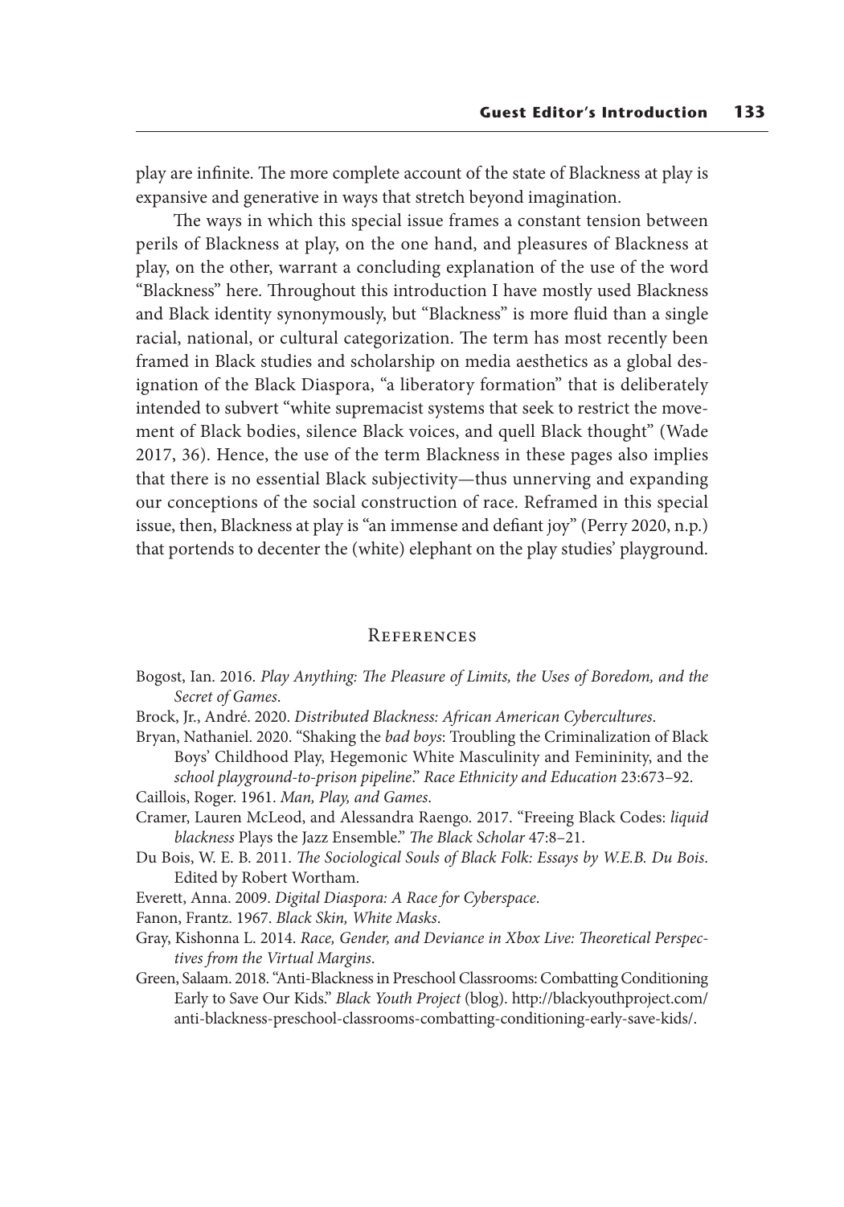play are infinite. The more complete account of the state of Blackness at play is expansive and generative in ways that stretch beyond imagination.

The ways in which this special issue frames a constant tension between perils of Blackness at play, on the one hand, and pleasures of Blackness at play, on the other, warrant a concluding explanation of the use of the word "Blackness" here. Throughout this introduction I have mostly used Blackness and Black identity synonymously, but "Blackness" is more fluid than a single racial, national, or cultural categorization. The term has most recently been framed in Black studies and scholarship on media aesthetics as a global designation of the Black Diaspora, "a liberatory formation" that is deliberately intended to subvert "white supremacist systems that seek to restrict the movement of Black bodies, silence Black voices, and quell Black thought" (Wade 2017, 36). Hence, the use of the term Blackness in these pages also implies that there is no essential Black subjectivity—thus unnerving and expanding our conceptions of the social construction of race. Reframed in this special issue, then, Blackness at play is "an immense and defiant joy" (Perry 2020, n.p.) that portends to decenter the (white) elephant on the play studies' playground.

## References

Bogost, Ian. 2016. *Play Anything: The Pleasure of Limits, the Uses of Boredom, and the Secret of Games*.

Brock, Jr., André. 2020. *Distributed Blackness: African American Cybercultures*.

Bryan, Nathaniel. 2020. "Shaking the *bad boys*: Troubling the Criminalization of Black Boys' Childhood Play, Hegemonic White Masculinity and Femininity, and the *school playground-to-prison pipeline*." *Race Ethnicity and Education* 23:673–92.

Caillois, Roger. 1961. *Man, Play, and Games*.

Cramer, Lauren McLeod, and Alessandra Raengo. 2017. "Freeing Black Codes: *liquid blackness* Plays the Jazz Ensemble." *The Black Scholar* 47:8–21.

Du Bois, W. E. B. 2011. *The Sociological Souls of Black Folk: Essays by W.E.B. Du Bois*. Edited by Robert Wortham.

Everett, Anna. 2009. *Digital Diaspora: A Race for Cyberspace*.

Fanon, Frantz. 1967. *Black Skin, White Masks*.

Gray, Kishonna L. 2014. *Race, Gender, and Deviance in Xbox Live: Theoretical Perspectives from the Virtual Margins*.

Green, Salaam. 2018. "Anti-Blackness in Preschool Classrooms: Combatting Conditioning Early to Save Our Kids." *Black Youth Project* (blog). http://blackyouthproject.com/anti-blackness-preschool-classrooms-combatting-conditioning-early-save-kids/.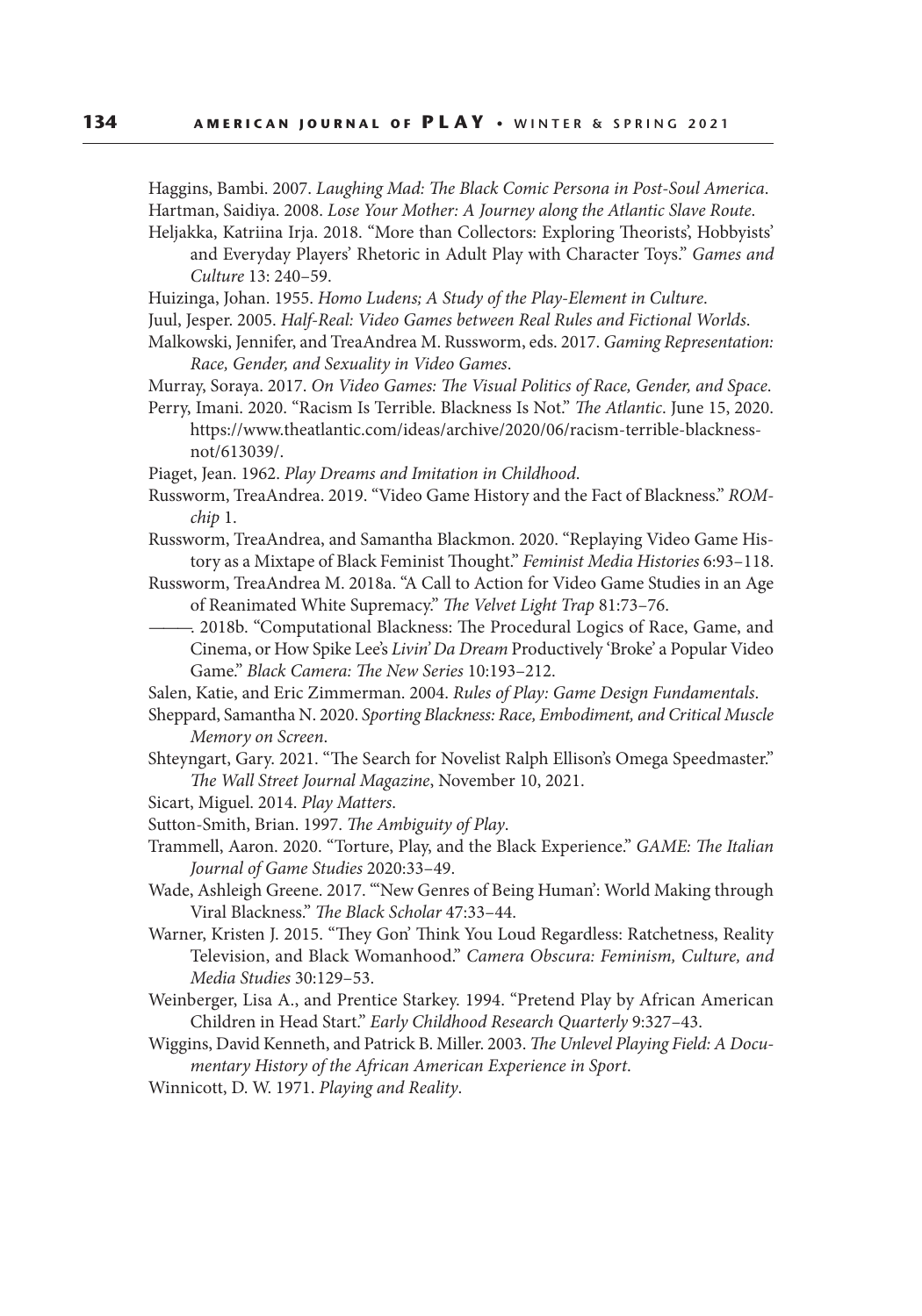Haggins, Bambi. 2007. *Laughing Mad: The Black Comic Persona in Post-Soul America*.

Hartman, Saidiya. 2008. *Lose Your Mother: A Journey along the Atlantic Slave Route*.

Heljakka, Katriina Irja. 2018. "More than Collectors: Exploring Theorists', Hobbyists' and Everyday Players' Rhetoric in Adult Play with Character Toys." *Games and Culture* 13: 240–59.

Huizinga, Johan. 1955. *Homo Ludens; A Study of the Play-Element in Culture*.

Juul, Jesper. 2005. *Half-Real: Video Games between Real Rules and Fictional Worlds*.

Malkowski, Jennifer, and TreaAndrea M. Russworm, eds. 2017. *Gaming Representation: Race, Gender, and Sexuality in Video Games*.

Murray, Soraya. 2017. *On Video Games: The Visual Politics of Race, Gender, and Space*.

Perry, Imani. 2020. "Racism Is Terrible. Blackness Is Not." *The Atlantic*. June 15, 2020. https://www.theatlantic.com/ideas/archive/2020/06/racism-terrible-blackness-not/613039/.

Piaget, Jean. 1962. *Play Dreams and Imitation in Childhood*.

Russworm, TreaAndrea. 2019. "Video Game History and the Fact of Blackness." *ROMchip* 1.

Russworm, TreaAndrea, and Samantha Blackmon. 2020. "Replaying Video Game History as a Mixtape of Black Feminist Thought." *Feminist Media Histories* 6:93–118.

Russworm, TreaAndrea M. 2018a. "A Call to Action for Video Game Studies in an Age of Reanimated White Supremacy." *The Velvet Light Trap* 81:73–76.

———. 2018b. "Computational Blackness: The Procedural Logics of Race, Game, and Cinema, or How Spike Lee's *Livin' Da Dream* Productively 'Broke' a Popular Video Game." *Black Camera: The New Series* 10:193–212.

Salen, Katie, and Eric Zimmerman. 2004. *Rules of Play: Game Design Fundamentals*.

Sheppard, Samantha N. 2020. *Sporting Blackness: Race, Embodiment, and Critical Muscle Memory on Screen*.

Shteyngart, Gary. 2021. "The Search for Novelist Ralph Ellison's Omega Speedmaster." *The Wall Street Journal Magazine*, November 10, 2021.

Sicart, Miguel. 2014. *Play Matters*.

Sutton-Smith, Brian. 1997. *The Ambiguity of Play*.

Trammell, Aaron. 2020. "Torture, Play, and the Black Experience." *GAME: The Italian Journal of Game Studies* 2020:33–49.

Wade, Ashleigh Greene. 2017. "'New Genres of Being Human': World Making through Viral Blackness." *The Black Scholar* 47:33–44.

Warner, Kristen J. 2015. "They Gon' Think You Loud Regardless: Ratchetness, Reality Television, and Black Womanhood." *Camera Obscura: Feminism, Culture, and Media Studies* 30:129–53.

Weinberger, Lisa A., and Prentice Starkey. 1994. "Pretend Play by African American Children in Head Start." *Early Childhood Research Quarterly* 9:327–43.

Wiggins, David Kenneth, and Patrick B. Miller. 2003. *The Unlevel Playing Field: A Documentary History of the African American Experience in Sport*.

Winnicott, D. W. 1971. *Playing and Reality*.